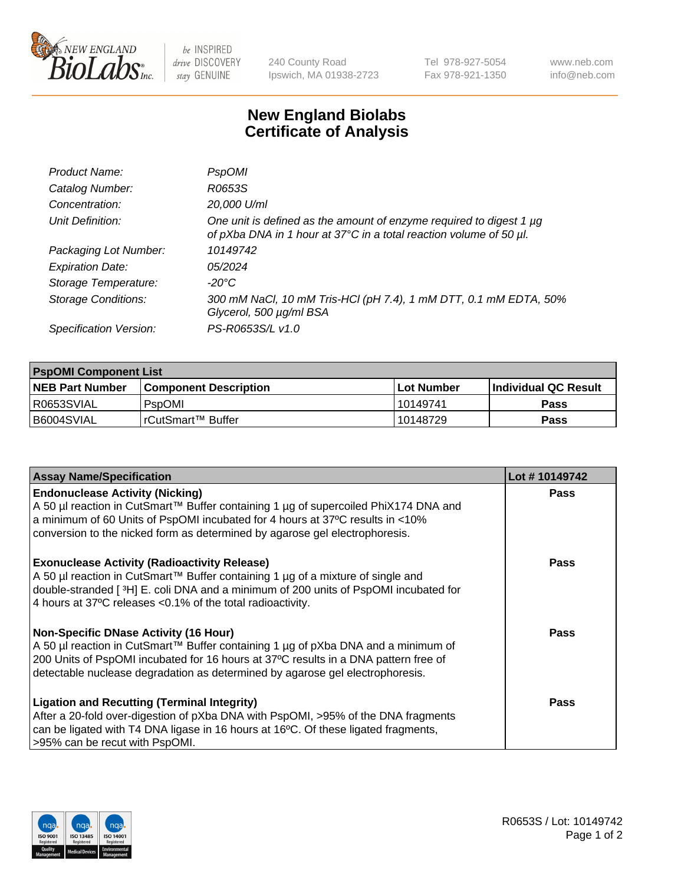240 County Road
Ipswich, MA 01938-2723

Tel 978-927-5054
Fax 978-921-1350

www.neb.com
info@neb.com

# New England Biolabs
# Certificate of Analysis

| | |
|---|---|
| *Product Name:* | *PspOMI* |
| *Catalog Number:* | *R0653S* |
| *Concentration:* | *20,000 U/ml* |
| *Unit Definition:* | *One unit is defined as the amount of enzyme required to digest 1 µg of pXba DNA in 1 hour at 37°C in a total reaction volume of 50 µl.* |
| *Packaging Lot Number:* | *10149742* |
| *Expiration Date:* | *05/2024* |
| *Storage Temperature:* | *-20°C* |
| *Storage Conditions:* | *300 mM NaCl, 10 mM Tris-HCl (pH 7.4), 1 mM DTT, 0.1 mM EDTA, 50% Glycerol, 500 µg/ml BSA* |
| *Specification Version:* | *PS-R0653S/L v1.0* |

| **PspOMI Component List** | | | |
|---|---|---|---|
| **NEB Part Number** | **Component Description** | **Lot Number** | **Individual QC Result** |
| R0653SVIAL | PspOMI | 10149741 | **Pass** |
| B6004SVIAL | rCutSmart™ Buffer | 10148729 | **Pass** |

| **Assay Name/Specification** | **Lot # 10149742** |
|---|---|
| **Endonuclease Activity (Nicking)**<br>A 50 µl reaction in CutSmart™ Buffer containing 1 µg of supercoiled PhiX174 DNA and a minimum of 60 Units of PspOMI incubated for 4 hours at 37ºC results in <10% conversion to the nicked form as determined by agarose gel electrophoresis. | **Pass** |
| **Exonuclease Activity (Radioactivity Release)**<br>A 50 µl reaction in CutSmart™ Buffer containing 1 µg of a mixture of single and double-stranded [ $^3$H] E. coli DNA and a minimum of 200 units of PspOMI incubated for 4 hours at 37ºC releases <0.1% of the total radioactivity. | **Pass** |
| **Non-Specific DNase Activity (16 Hour)**<br>A 50 µl reaction in CutSmart™ Buffer containing 1 µg of pXba DNA and a minimum of 200 Units of PspOMI incubated for 16 hours at 37ºC results in a DNA pattern free of detectable nuclease degradation as determined by agarose gel electrophoresis. | **Pass** |
| **Ligation and Recutting (Terminal Integrity)**<br>After a 20-fold over-digestion of pXba DNA with PspOMI, >95% of the DNA fragments can be ligated with T4 DNA ligase in 16 hours at 16ºC. Of these ligated fragments, >95% can be recut with PspOMI. | **Pass** |

R0653S / Lot: 10149742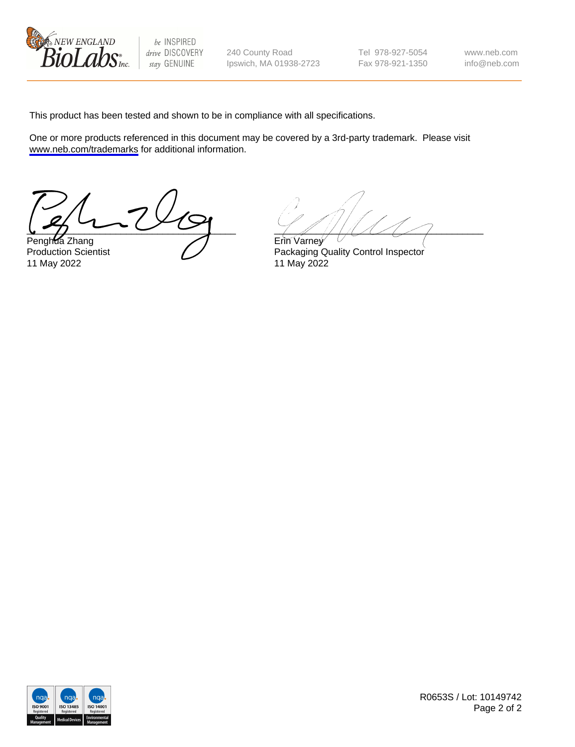This product has been tested and shown to be in compliance with all specifications.

One or more products referenced in this document may be covered by a 3rd-party trademark. Please visit www.neb.com/trademarks for additional information.

Penghua Zhang
Production Scientist
11 May 2022

Erin Varney
Packaging Quality Control Inspector
11 May 2022

R0653S / Lot: 10149742